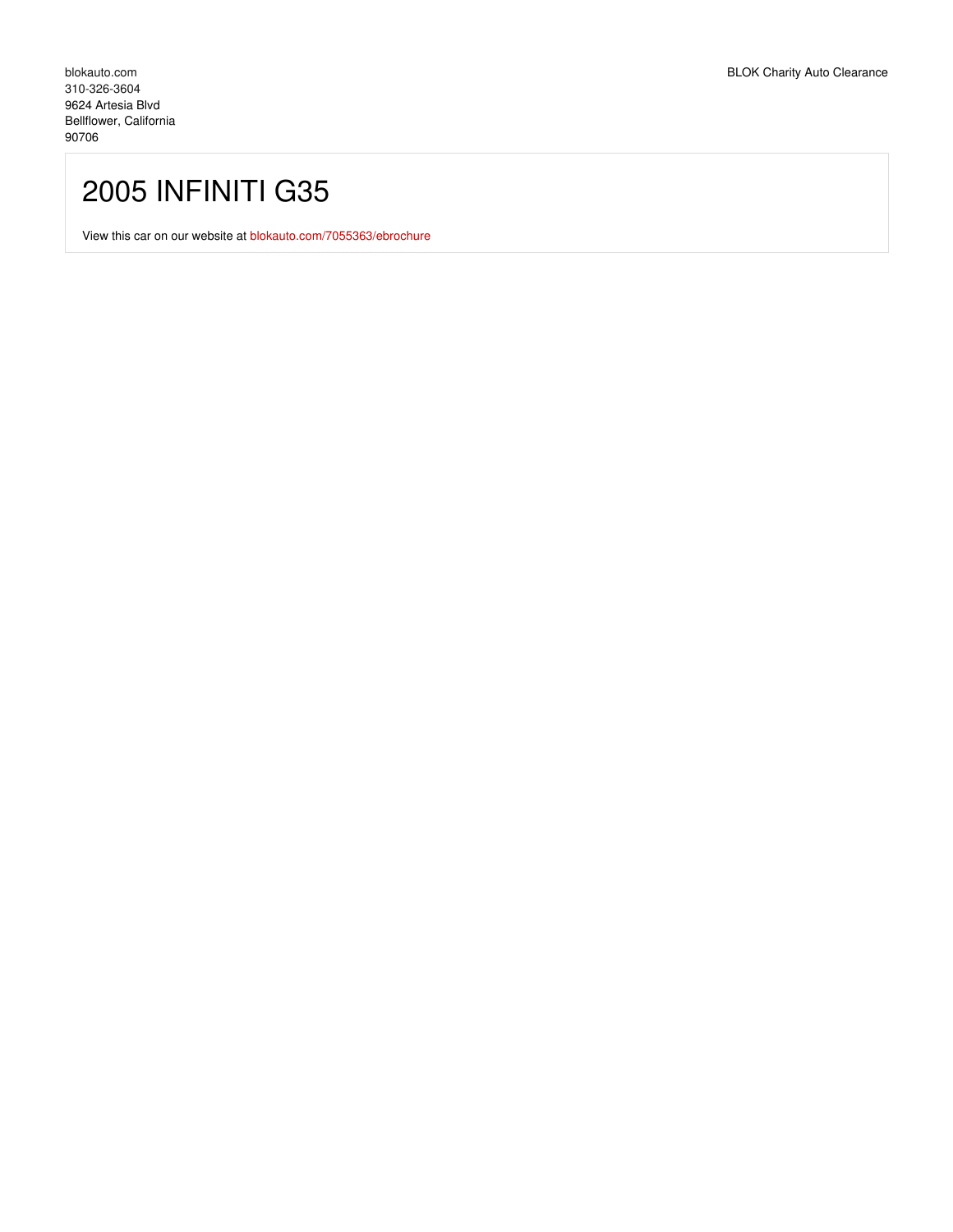blokauto.com
310-326-3604
9624 Artesia Blvd
Bellflower, California
90706

BLOK Charity Auto Clearance

# 2005 INFINITI G35

View this car on our website at blokauto.com/7055363/ebrochure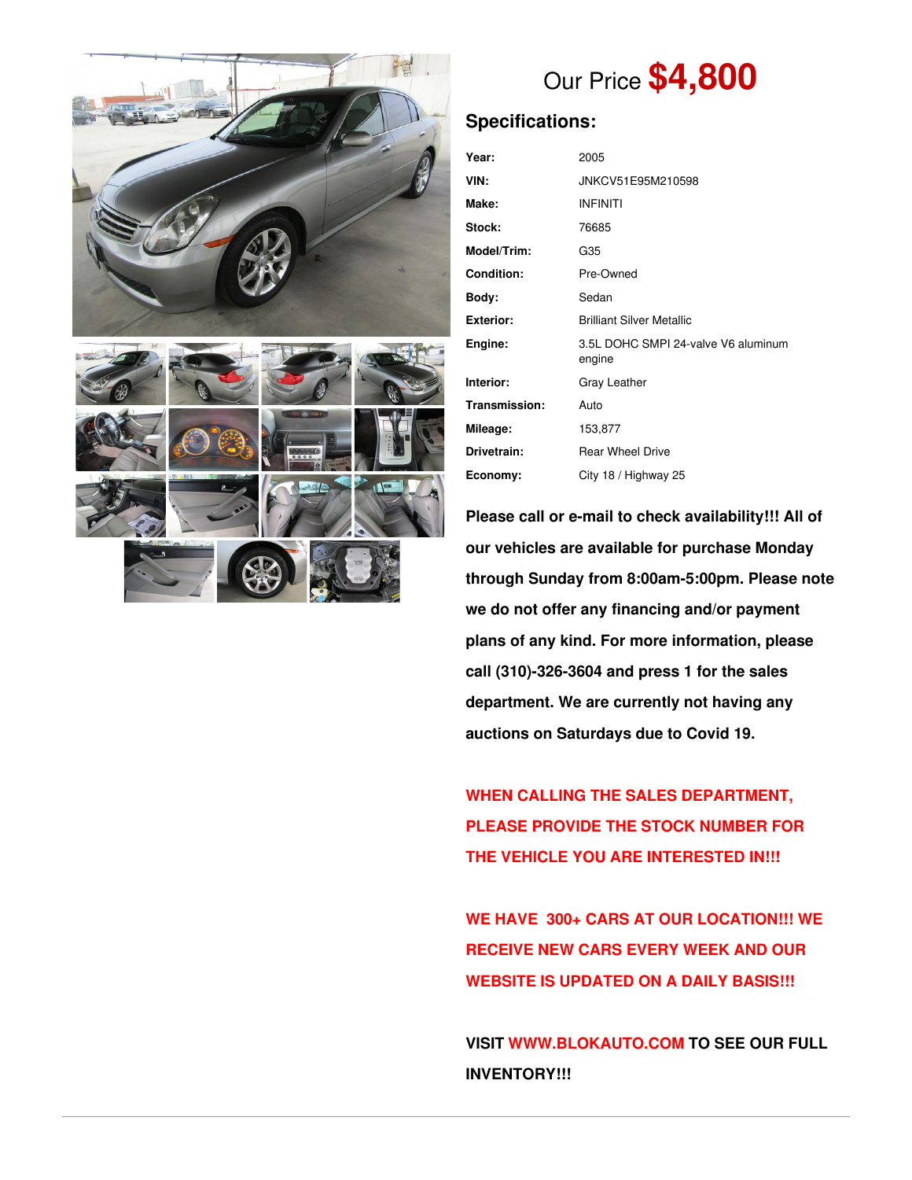Our Price **$4,800**

## Specifications:

| | |
|---|---|
| **Year:** | 2005 |
| **VIN:** | JNKCV51E95M210598 |
| **Make:** | INFINITI |
| **Stock:** | 76685 |
| **Model/Trim:** | G35 |
| **Condition:** | Pre-Owned |
| **Body:** | Sedan |
| **Exterior:** | Brilliant Silver Metallic |
| **Engine:** | 3.5L DOHC SMPI 24-valve V6 aluminum engine |
| **Interior:** | Gray Leather |
| **Transmission:** | Auto |
| **Mileage:** | 153,877 |
| **Drivetrain:** | Rear Wheel Drive |
| **Economy:** | City 18 / Highway 25 |

**Please call or e-mail to check availability!!! All of our vehicles are available for purchase Monday through Sunday from 8:00am-5:00pm. Please note we do not offer any financing and/or payment plans of any kind. For more information, please call (310)-326-3604 and press 1 for the sales department. We are currently not having any auctions on Saturdays due to Covid 19.**

**WHEN CALLING THE SALES DEPARTMENT, PLEASE PROVIDE THE STOCK NUMBER FOR THE VEHICLE YOU ARE INTERESTED IN!!!**

**WE HAVE 300+ CARS AT OUR LOCATION!!! WE RECEIVE NEW CARS EVERY WEEK AND OUR WEBSITE IS UPDATED ON A DAILY BASIS!!!**

**VISIT WWW.BLOKAUTO.COM TO SEE OUR FULL INVENTORY!!!**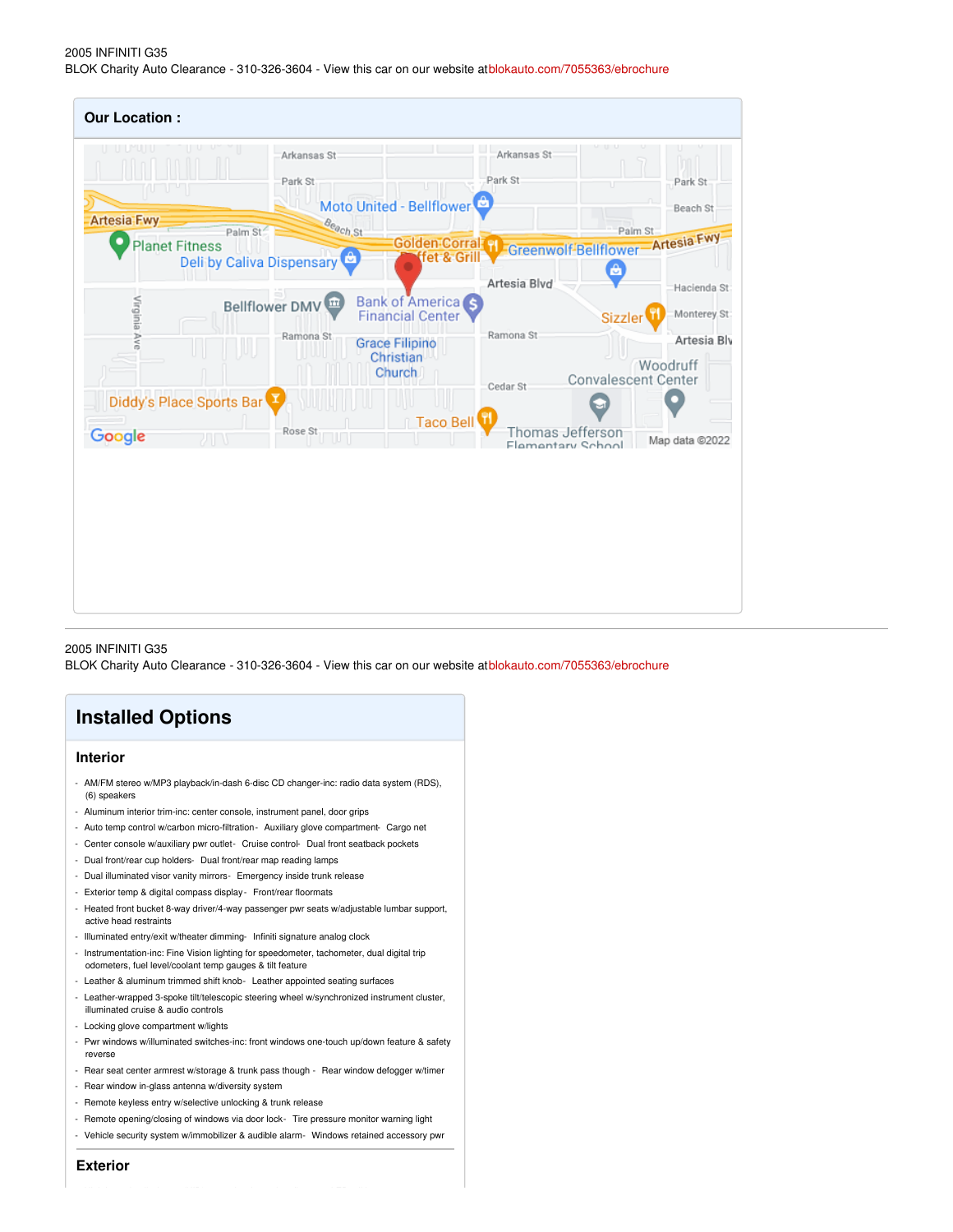2005 INFINITI G35
BLOK Charity Auto Clearance - 310-326-3604 - View this car on our website at blokauto.com/7055363/ebrochure

## Our Location :

2005 INFINITI G35
BLOK Charity Auto Clearance - 310-326-3604 - View this car on our website at blokauto.com/7055363/ebrochure

# Installed Options

## Interior

- AM/FM stereo w/MP3 playback/in-dash 6-disc CD changer-inc: radio data system (RDS), (6) speakers
- Aluminum interior trim-inc: center console, instrument panel, door grips
- Auto temp control w/carbon micro-filtration- Auxiliary glove compartment- Cargo net
- Center console w/auxiliary pwr outlet- Cruise control- Dual front seatback pockets
- Dual front/rear cup holders- Dual front/rear map reading lamps
- Dual illuminated visor vanity mirrors- Emergency inside trunk release
- Exterior temp & digital compass display- Front/rear floormats
- Heated front bucket 8-way driver/4-way passenger pwr seats w/adjustable lumbar support, active head restraints
- Illuminated entry/exit w/theater dimming- Infiniti signature analog clock
- Instrumentation-inc: Fine Vision lighting for speedometer, tachometer, dual digital trip odometers, fuel level/coolant temp gauges & tilt feature
- Leather & aluminum trimmed shift knob- Leather appointed seating surfaces
- Leather-wrapped 3-spoke tilt/telescopic steering wheel w/synchronized instrument cluster, illuminated cruise & audio controls
- Locking glove compartment w/lights
- Pwr windows w/illuminated switches-inc: front windows one-touch up/down feature & safety reverse
- Rear seat center armrest w/storage & trunk pass though - Rear window defogger w/timer
- Rear window in-glass antenna w/diversity system
- Remote keyless entry w/selective unlocking & trunk release
- Remote opening/closing of windows via door lock- Tire pressure monitor warning light
- Vehicle security system w/immobilizer & audible alarm- Windows retained accessory pwr

## Exterior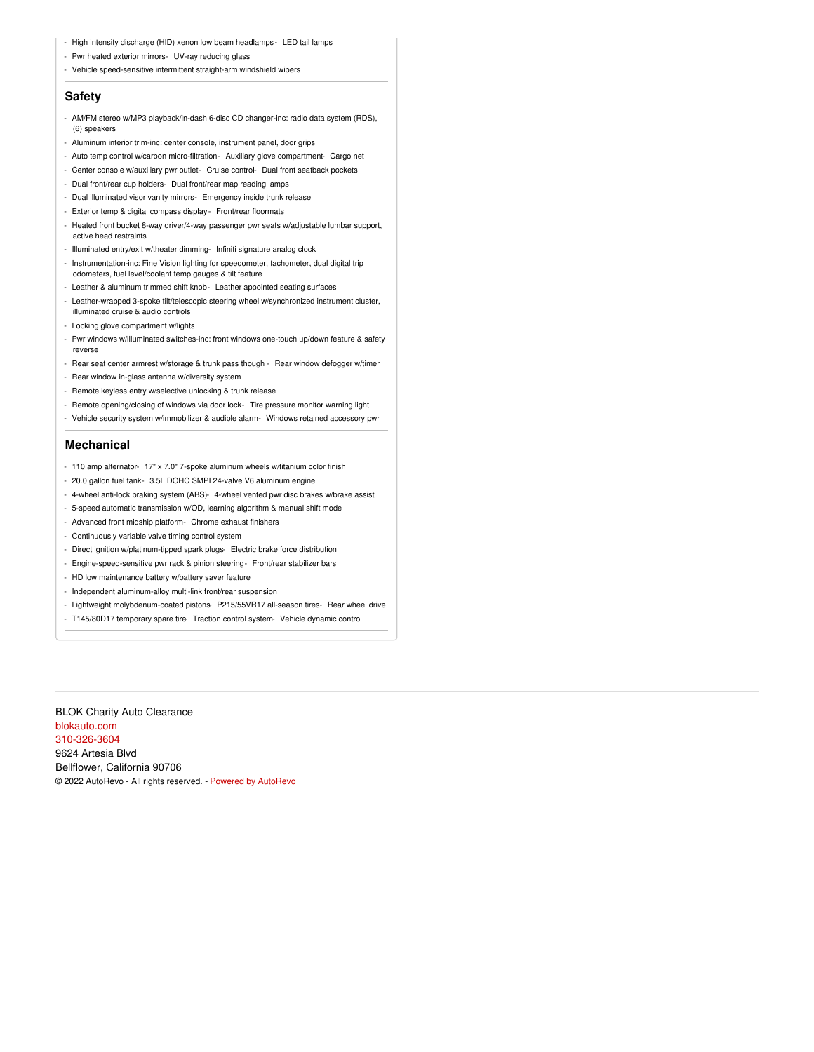- High intensity discharge (HID) xenon low beam headlamps - LED tail lamps
- Pwr heated exterior mirrors - UV-ray reducing glass
- Vehicle speed-sensitive intermittent straight-arm windshield wipers

## Safety

- AM/FM stereo w/MP3 playback/in-dash 6-disc CD changer-inc: radio data system (RDS), (6) speakers
- Aluminum interior trim-inc: center console, instrument panel, door grips
- Auto temp control w/carbon micro-filtration - Auxiliary glove compartment - Cargo net
- Center console w/auxiliary pwr outlet - Cruise control - Dual front seatback pockets
- Dual front/rear cup holders - Dual front/rear map reading lamps
- Dual illuminated visor vanity mirrors - Emergency inside trunk release
- Exterior temp & digital compass display - Front/rear floormats
- Heated front bucket 8-way driver/4-way passenger pwr seats w/adjustable lumbar support, active head restraints
- Illuminated entry/exit w/theater dimming - Infiniti signature analog clock
- Instrumentation-inc: Fine Vision lighting for speedometer, tachometer, dual digital trip odometers, fuel level/coolant temp gauges & tilt feature
- Leather & aluminum trimmed shift knob - Leather appointed seating surfaces
- Leather-wrapped 3-spoke tilt/telescopic steering wheel w/synchronized instrument cluster, illuminated cruise & audio controls
- Locking glove compartment w/lights
- Pwr windows w/illuminated switches-inc: front windows one-touch up/down feature & safety reverse
- Rear seat center armrest w/storage & trunk pass though - Rear window defogger w/timer
- Rear window in-glass antenna w/diversity system
- Remote keyless entry w/selective unlocking & trunk release
- Remote opening/closing of windows via door lock - Tire pressure monitor warning light
- Vehicle security system w/immobilizer & audible alarm - Windows retained accessory pwr

## Mechanical

- 110 amp alternator - 17" x 7.0" 7-spoke aluminum wheels w/titanium color finish
- 20.0 gallon fuel tank - 3.5L DOHC SMPI 24-valve V6 aluminum engine
- 4-wheel anti-lock braking system (ABS) - 4-wheel vented pwr disc brakes w/brake assist
- 5-speed automatic transmission w/OD, learning algorithm & manual shift mode
- Advanced front midship platform - Chrome exhaust finishers
- Continuously variable valve timing control system
- Direct ignition w/platinum-tipped spark plugs - Electric brake force distribution
- Engine-speed-sensitive pwr rack & pinion steering - Front/rear stabilizer bars
- HD low maintenance battery w/battery saver feature
- Independent aluminum-alloy multi-link front/rear suspension
- Lightweight molybdenum-coated pistons - P215/55VR17 all-season tires - Rear wheel drive
- T145/80D17 temporary spare tire - Traction control system - Vehicle dynamic control

---

BLOK Charity Auto Clearance
blokauto.com
310-326-3604
9624 Artesia Blvd
Bellflower, California 90706
© 2022 AutoRevo - All rights reserved. - Powered by AutoRevo